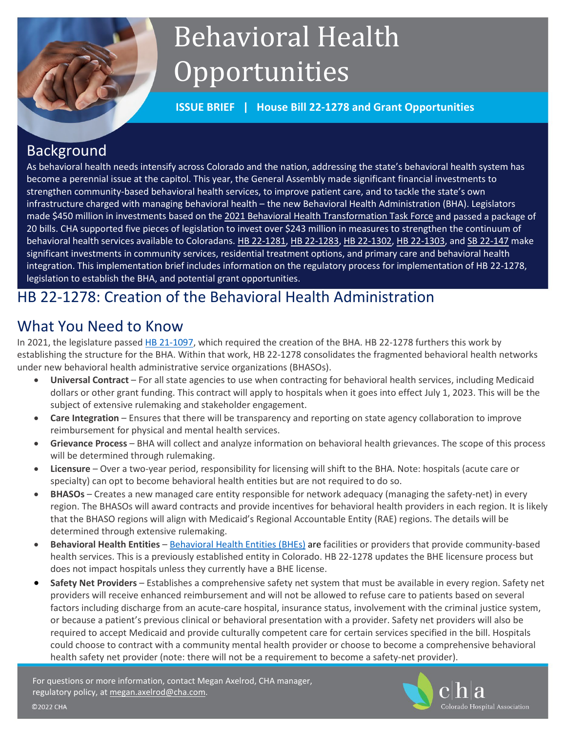# Behavioral Health Opportunities

**ISSUE BRIEF | House Bill 22-1278 and Grant Opportunities**

## Background

As behavioral health needs intensify across Colorado and the nation, addressing the state's behavioral health system has become a perennial issue at the capitol. This year, the General Assembly made significant financial investments to strengthen community-based behavioral health services, to improve patient care, and to tackle the state's own infrastructure charged with managing behavioral health – the new Behavioral Health Administration (BHA). Legislators made $450 million in investments based on the 2021 Behavioral Health Transformation Task Force and passed a package of 20 bills. CHA supported five pieces of legislation to invest over $243 million in measures to strengthen the continuum of behavioral health services available to Coloradans. HB 22-1281, HB 22-1283, HB 22-1302, HB 22-1303, and SB 22-147 make significant investments in community services, residential treatment options, and primary care and behavioral health integration. This implementation brief includes information on the regulatory process for implementation of HB 22-1278, legislation to establish the BHA, and potential grant opportunities.

## HB 22-1278: Creation of the Behavioral Health Administration

## What You Need to Know

In 2021, the legislature passed HB 21-1097, which required the creation of the BHA. HB 22-1278 furthers this work by establishing the structure for the BHA. Within that work, HB 22-1278 consolidates the fragmented behavioral health networks under new behavioral health administrative service organizations (BHASOs).

- **Universal Contract** – For all state agencies to use when contracting for behavioral health services, including Medicaid dollars or other grant funding. This contract will apply to hospitals when it goes into effect July 1, 2023. This will be the subject of extensive rulemaking and stakeholder engagement.
- **Care Integration** – Ensures that there will be transparency and reporting on state agency collaboration to improve reimbursement for physical and mental health services.
- **Grievance Process** – BHA will collect and analyze information on behavioral health grievances. The scope of this process will be determined through rulemaking.
- **Licensure** – Over a two-year period, responsibility for licensing will shift to the BHA. Note: hospitals (acute care or specialty) can opt to become behavioral health entities but are not required to do so.
- **BHASOs** – Creates a new managed care entity responsible for network adequacy (managing the safety-net) in every region. The BHASOs will award contracts and provide incentives for behavioral health providers in each region. It is likely that the BHASO regions will align with Medicaid's Regional Accountable Entity (RAE) regions. The details will be determined through extensive rulemaking.
- **Behavioral Health Entities** – Behavioral Health Entities (BHEs) are facilities or providers that provide community-based health services. This is a previously established entity in Colorado. HB 22-1278 updates the BHE licensure process but does not impact hospitals unless they currently have a BHE license.
- **Safety Net Providers** – Establishes a comprehensive safety net system that must be available in every region. Safety net providers will receive enhanced reimbursement and will not be allowed to refuse care to patients based on several factors including discharge from an acute-care hospital, insurance status, involvement with the criminal justice system, or because a patient's previous clinical or behavioral presentation with a provider. Safety net providers will also be required to accept Medicaid and provide culturally competent care for certain services specified in the bill. Hospitals could choose to contract with a community mental health provider or choose to become a comprehensive behavioral health safety net provider (note: there will not be a requirement to become a safety-net provider).

For questions or more information, contact Megan Axelrod, CHA manager, regulatory policy, at megan.axelrod@cha.com.

©2022 CHA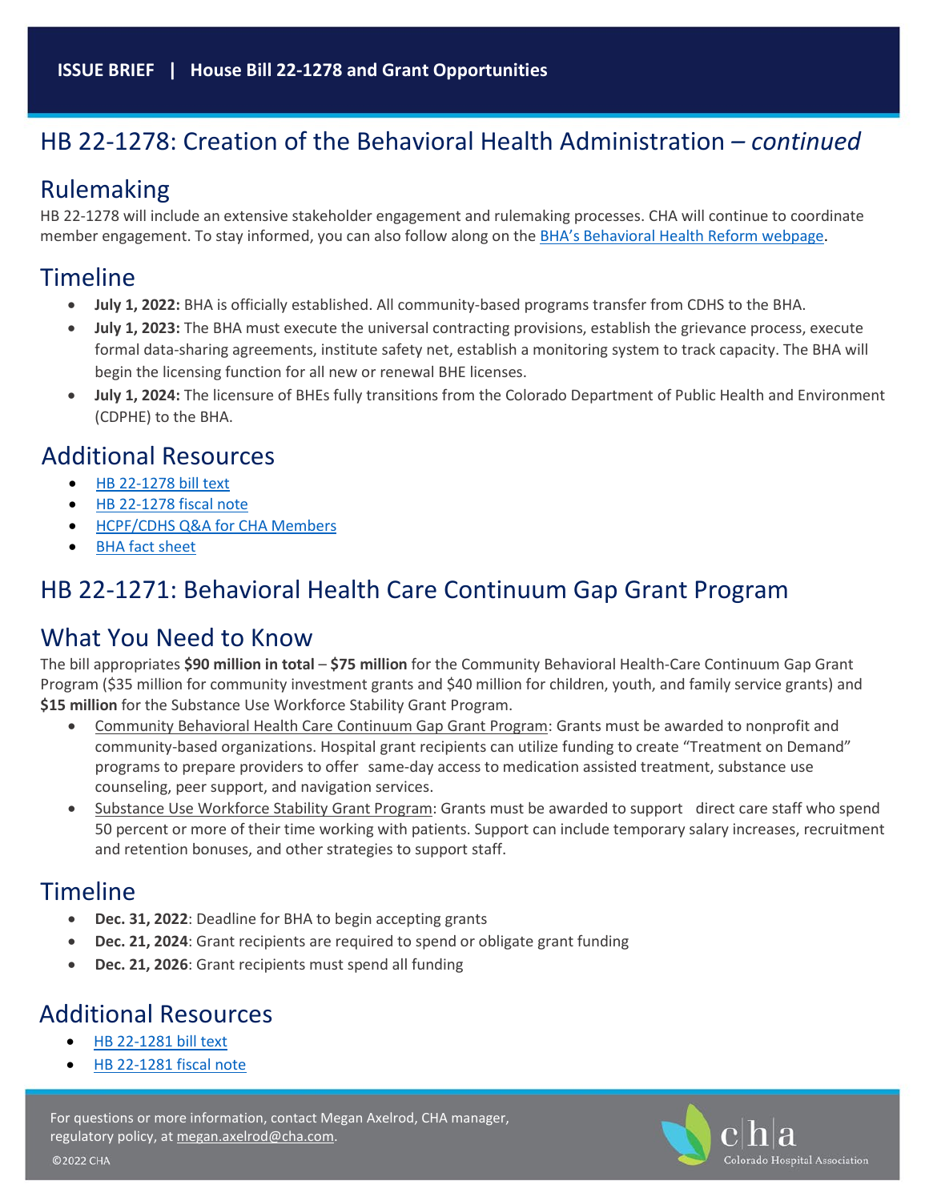## HB 22-1278: Creation of the Behavioral Health Administration – *continued*

### Rulemaking

HB 22-1278 will include an extensive stakeholder engagement and rulemaking processes. CHA will continue to coordinate member engagement. To stay informed, you can also follow along on the [BHA's Behavioral Health Reform webpage](BHA's Behavioral Health Reform webpage).

### Timeline

- **July 1, 2022:** BHA is officially established. All community-based programs transfer from CDHS to the BHA.
- **July 1, 2023:** The BHA must execute the universal contracting provisions, establish the grievance process, execute formal data-sharing agreements, institute safety net, establish a monitoring system to track capacity. The BHA will begin the licensing function for all new or renewal BHE licenses.
- **July 1, 2024:** The licensure of BHEs fully transitions from the Colorado Department of Public Health and Environment (CDPHE) to the BHA.

### Additional Resources

- HB 22-1278 bill text
- HB 22-1278 fiscal note
- HCPF/CDHS Q&A for CHA Members
- BHA fact sheet

## HB 22-1271: Behavioral Health Care Continuum Gap Grant Program

### What You Need to Know

The bill appropriates **$90 million in total** – **$75 million** for the Community Behavioral Health-Care Continuum Gap Grant Program ($35 million for community investment grants and $40 million for children, youth, and family service grants) and **$15 million** for the Substance Use Workforce Stability Grant Program.

- Community Behavioral Health Care Continuum Gap Grant Program: Grants must be awarded to nonprofit and community-based organizations. Hospital grant recipients can utilize funding to create "Treatment on Demand" programs to prepare providers to offer same-day access to medication assisted treatment, substance use counseling, peer support, and navigation services.
- Substance Use Workforce Stability Grant Program: Grants must be awarded to support direct care staff who spend 50 percent or more of their time working with patients. Support can include temporary salary increases, recruitment and retention bonuses, and other strategies to support staff.

### Timeline

- **Dec. 31, 2022**: Deadline for BHA to begin accepting grants
- **Dec. 21, 2024**: Grant recipients are required to spend or obligate grant funding
- **Dec. 21, 2026**: Grant recipients must spend all funding

### Additional Resources

- HB 22-1281 bill text
- HB 22-1281 fiscal note

For questions or more information, contact Megan Axelrod, CHA manager, regulatory policy, at megan.axelrod@cha.com.

©2022 CHA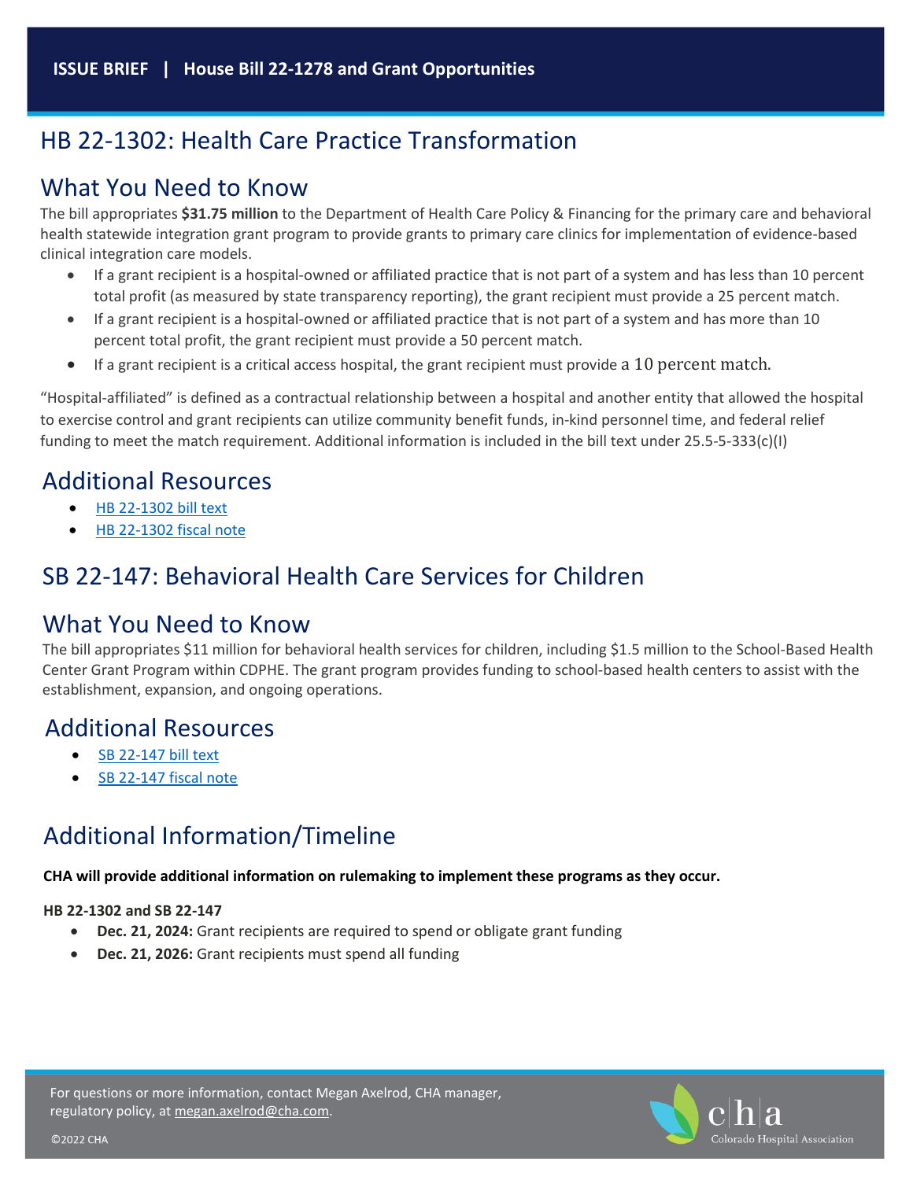# HB 22-1302: Health Care Practice Transformation

## What You Need to Know

The bill appropriates **$31.75 million** to the Department of Health Care Policy & Financing for the primary care and behavioral health statewide integration grant program to provide grants to primary care clinics for implementation of evidence-based clinical integration care models.

- If a grant recipient is a hospital-owned or affiliated practice that is not part of a system and has less than 10 percent total profit (as measured by state transparency reporting), the grant recipient must provide a 25 percent match.
- If a grant recipient is a hospital-owned or affiliated practice that is not part of a system and has more than 10 percent total profit, the grant recipient must provide a 50 percent match.
- If a grant recipient is a critical access hospital, the grant recipient must provide a 10 percent match.

"Hospital-affiliated" is defined as a contractual relationship between a hospital and another entity that allowed the hospital to exercise control and grant recipients can utilize community benefit funds, in-kind personnel time, and federal relief funding to meet the match requirement. Additional information is included in the bill text under 25.5-5-333(c)(I)

## Additional Resources

- HB 22-1302 bill text
- HB 22-1302 fiscal note

# SB 22-147: Behavioral Health Care Services for Children

## What You Need to Know

The bill appropriates $11 million for behavioral health services for children, including $1.5 million to the School-Based Health Center Grant Program within CDPHE. The grant program provides funding to school-based health centers to assist with the establishment, expansion, and ongoing operations.

## Additional Resources

- SB 22-147 bill text
- SB 22-147 fiscal note

# Additional Information/Timeline

**CHA will provide additional information on rulemaking to implement these programs as they occur.**

**HB 22-1302 and SB 22-147**

- **Dec. 21, 2024:** Grant recipients are required to spend or obligate grant funding
- **Dec. 21, 2026:** Grant recipients must spend all funding

For questions or more information, contact Megan Axelrod, CHA manager, regulatory policy, at megan.axelrod@cha.com.